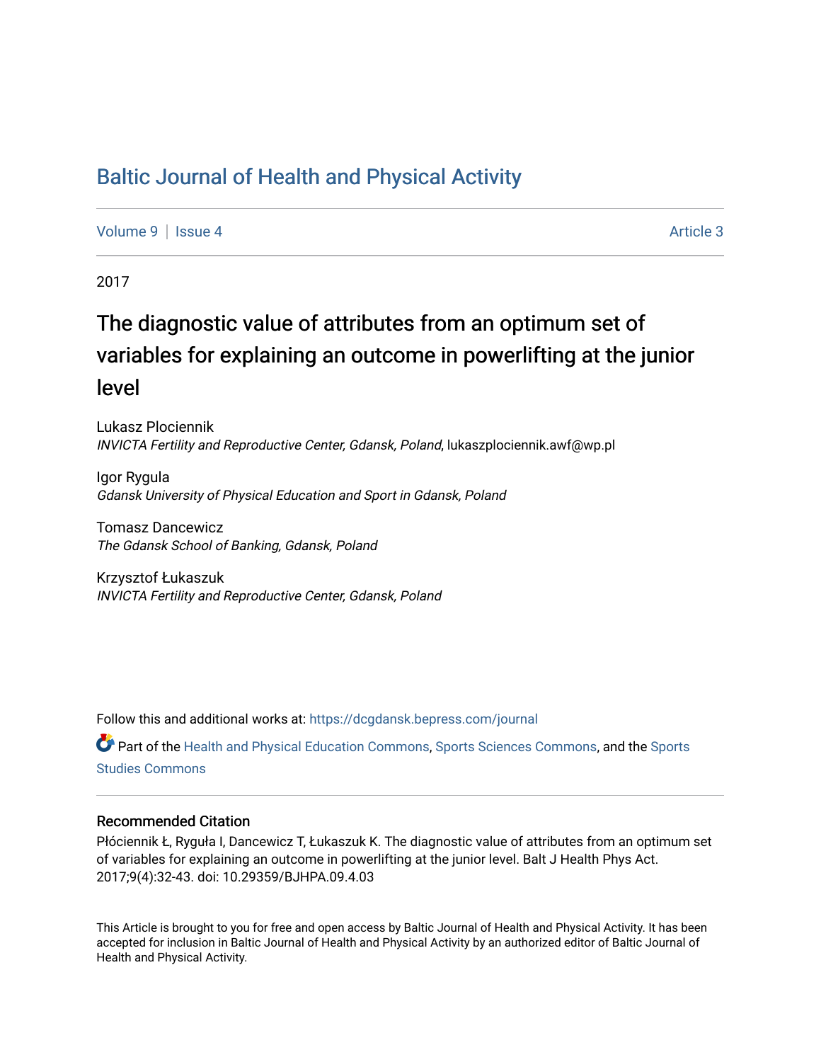# Baltic Journal of Health and Physical Activity

Volume 9 | Issue 4 Article 3

2017

## The diagnostic value of attributes from an optimum set of variables for explaining an outcome in powerlifting at the junior level

Lukasz Plociennik
*INVICTA Fertility and Reproductive Center, Gdansk, Poland*, lukaszplociennik.awf@wp.pl

Igor Rygula
*Gdansk University of Physical Education and Sport in Gdansk, Poland*

Tomasz Dancewicz
*The Gdansk School of Banking, Gdansk, Poland*

Krzysztof Łukaszuk
*INVICTA Fertility and Reproductive Center, Gdansk, Poland*

Follow this and additional works at: https://dcgdansk.bepress.com/journal

Part of the Health and Physical Education Commons, Sports Sciences Commons, and the Sports Studies Commons

### Recommended Citation

Płóciennik Ł, Ryguła I, Dancewicz T, Łukaszuk K. The diagnostic value of attributes from an optimum set of variables for explaining an outcome in powerlifting at the junior level. Balt J Health Phys Act. 2017;9(4):32-43. doi: 10.29359/BJHPA.09.4.03

This Article is brought to you for free and open access by Baltic Journal of Health and Physical Activity. It has been accepted for inclusion in Baltic Journal of Health and Physical Activity by an authorized editor of Baltic Journal of Health and Physical Activity.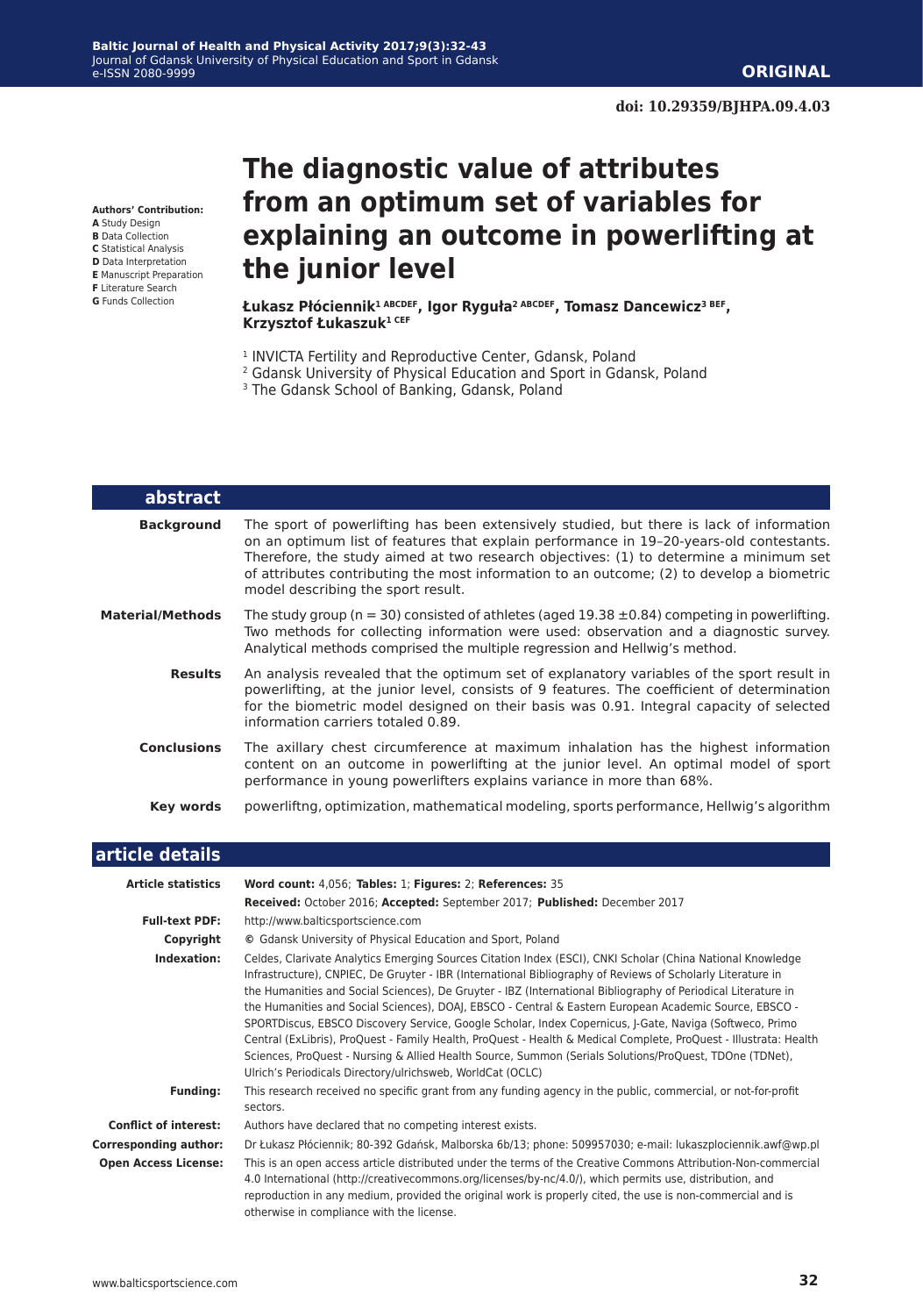**ORIGINAL**

**doi: 10.29359/BJHPA.09.4.03**

# The diagnostic value of attributes from an optimum set of variables for explaining an outcome in powerlifting at the junior level

**Authors' Contribution:**
**A** Study Design
**B** Data Collection
**C** Statistical Analysis
**D** Data Interpretation
**E** Manuscript Preparation
**F** Literature Search
**G** Funds Collection

**Łukasz Płóciennik[1 ABCDEF], Igor Ryguła[2 ABCDEF], Tomasz Dancewicz[3 BEF], Krzysztof Łukaszuk[1 CEF]**

[1] INVICTA Fertility and Reproductive Center, Gdansk, Poland
[2] Gdansk University of Physical Education and Sport in Gdansk, Poland
[3] The Gdansk School of Banking, Gdansk, Poland

## abstract

**Background** The sport of powerlifting has been extensively studied, but there is lack of information on an optimum list of features that explain performance in 19–20-years-old contestants. Therefore, the study aimed at two research objectives: (1) to determine a minimum set of attributes contributing the most information to an outcome; (2) to develop a biometric model describing the sport result.

**Material/Methods** The study group (n = 30) consisted of athletes (aged 19.38 ±0.84) competing in powerlifting. Two methods for collecting information were used: observation and a diagnostic survey. Analytical methods comprised the multiple regression and Hellwig's method.

**Results** An analysis revealed that the optimum set of explanatory variables of the sport result in powerlifting, at the junior level, consists of 9 features. The coefficient of determination for the biometric model designed on their basis was 0.91. Integral capacity of selected information carriers totaled 0.89.

**Conclusions** The axillary chest circumference at maximum inhalation has the highest information content on an outcome in powerlifting at the junior level. An optimal model of sport performance in young powerlifters explains variance in more than 68%.

**Key words** powerliftng, optimization, mathematical modeling, sports performance, Hellwig's algorithm

## article details

**Article statistics** **Word count:** 4,056; **Tables:** 1; **Figures:** 2; **References:** 35
**Received:** October 2016; **Accepted:** September 2017; **Published:** December 2017

**Full-text PDF:** http://www.balticsportscience.com

**Copyright** © Gdansk University of Physical Education and Sport, Poland

**Indexation:** Celdes, Clarivate Analytics Emerging Sources Citation Index (ESCI), CNKI Scholar (China National Knowledge Infrastructure), CNPIEC, De Gruyter - IBR (International Bibliography of Reviews of Scholarly Literature in the Humanities and Social Sciences), De Gruyter - IBZ (International Bibliography of Periodical Literature in the Humanities and Social Sciences), DOAJ, EBSCO - Central & Eastern European Academic Source, EBSCO - SPORTDiscus, EBSCO Discovery Service, Google Scholar, Index Copernicus, J-Gate, Naviga (Softweco, Primo Central (ExLibris), ProQuest - Family Health, ProQuest - Health & Medical Complete, ProQuest - Illustrata: Health Sciences, ProQuest - Nursing & Allied Health Source, Summon (Serials Solutions/ProQuest, TDOne (TDNet), Ulrich's Periodicals Directory/ulrichsweb, WorldCat (OCLC)

**Funding:** This research received no specific grant from any funding agency in the public, commercial, or not-for-profit sectors.

**Conflict of interest:** Authors have declared that no competing interest exists.

**Corresponding author:** Dr Łukasz Płóciennik; 80-392 Gdańsk, Malborska 6b/13; phone: 509957030; e-mail: lukaszplociennik.awf@wp.pl

**Open Access License:** This is an open access article distributed under the terms of the Creative Commons Attribution-Non-commercial 4.0 International (http://creativecommons.org/licenses/by-nc/4.0/), which permits use, distribution, and reproduction in any medium, provided the original work is properly cited, the use is non-commercial and is otherwise in compliance with the license.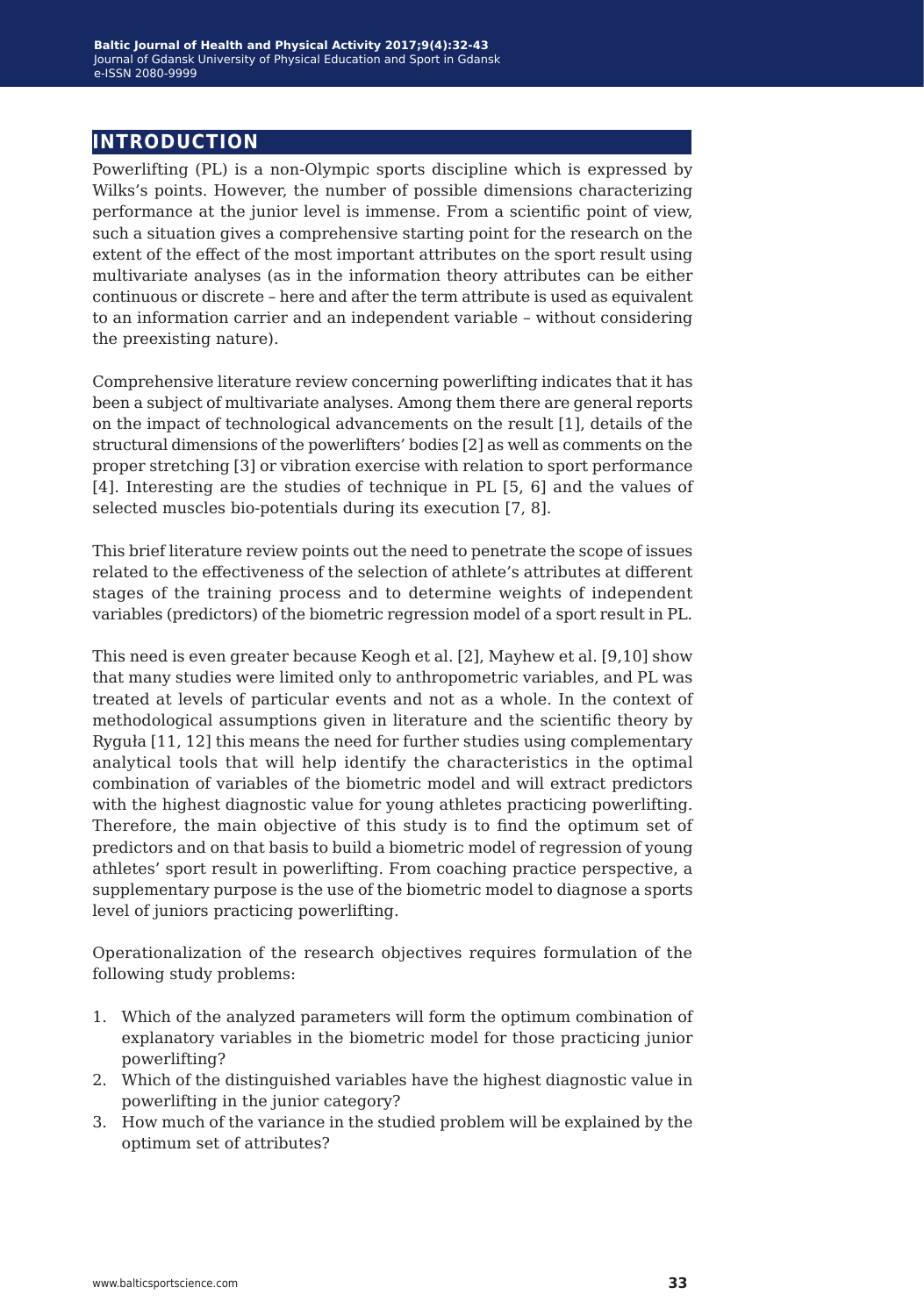## INTRODUCTION

Powerlifting (PL) is a non-Olympic sports discipline which is expressed by Wilks's points. However, the number of possible dimensions characterizing performance at the junior level is immense. From a scientific point of view, such a situation gives a comprehensive starting point for the research on the extent of the effect of the most important attributes on the sport result using multivariate analyses (as in the information theory attributes can be either continuous or discrete – here and after the term attribute is used as equivalent to an information carrier and an independent variable – without considering the preexisting nature).

Comprehensive literature review concerning powerlifting indicates that it has been a subject of multivariate analyses. Among them there are general reports on the impact of technological advancements on the result [1], details of the structural dimensions of the powerlifters' bodies [2] as well as comments on the proper stretching [3] or vibration exercise with relation to sport performance [4]. Interesting are the studies of technique in PL [5, 6] and the values of selected muscles bio-potentials during its execution [7, 8].

This brief literature review points out the need to penetrate the scope of issues related to the effectiveness of the selection of athlete's attributes at different stages of the training process and to determine weights of independent variables (predictors) of the biometric regression model of a sport result in PL.

This need is even greater because Keogh et al. [2], Mayhew et al. [9,10] show that many studies were limited only to anthropometric variables, and PL was treated at levels of particular events and not as a whole. In the context of methodological assumptions given in literature and the scientific theory by Ryguła [11, 12] this means the need for further studies using complementary analytical tools that will help identify the characteristics in the optimal combination of variables of the biometric model and will extract predictors with the highest diagnostic value for young athletes practicing powerlifting. Therefore, the main objective of this study is to find the optimum set of predictors and on that basis to build a biometric model of regression of young athletes' sport result in powerlifting. From coaching practice perspective, a supplementary purpose is the use of the biometric model to diagnose a sports level of juniors practicing powerlifting.

Operationalization of the research objectives requires formulation of the following study problems:

1. Which of the analyzed parameters will form the optimum combination of explanatory variables in the biometric model for those practicing junior powerlifting?
2. Which of the distinguished variables have the highest diagnostic value in powerlifting in the junior category?
3. How much of the variance in the studied problem will be explained by the optimum set of attributes?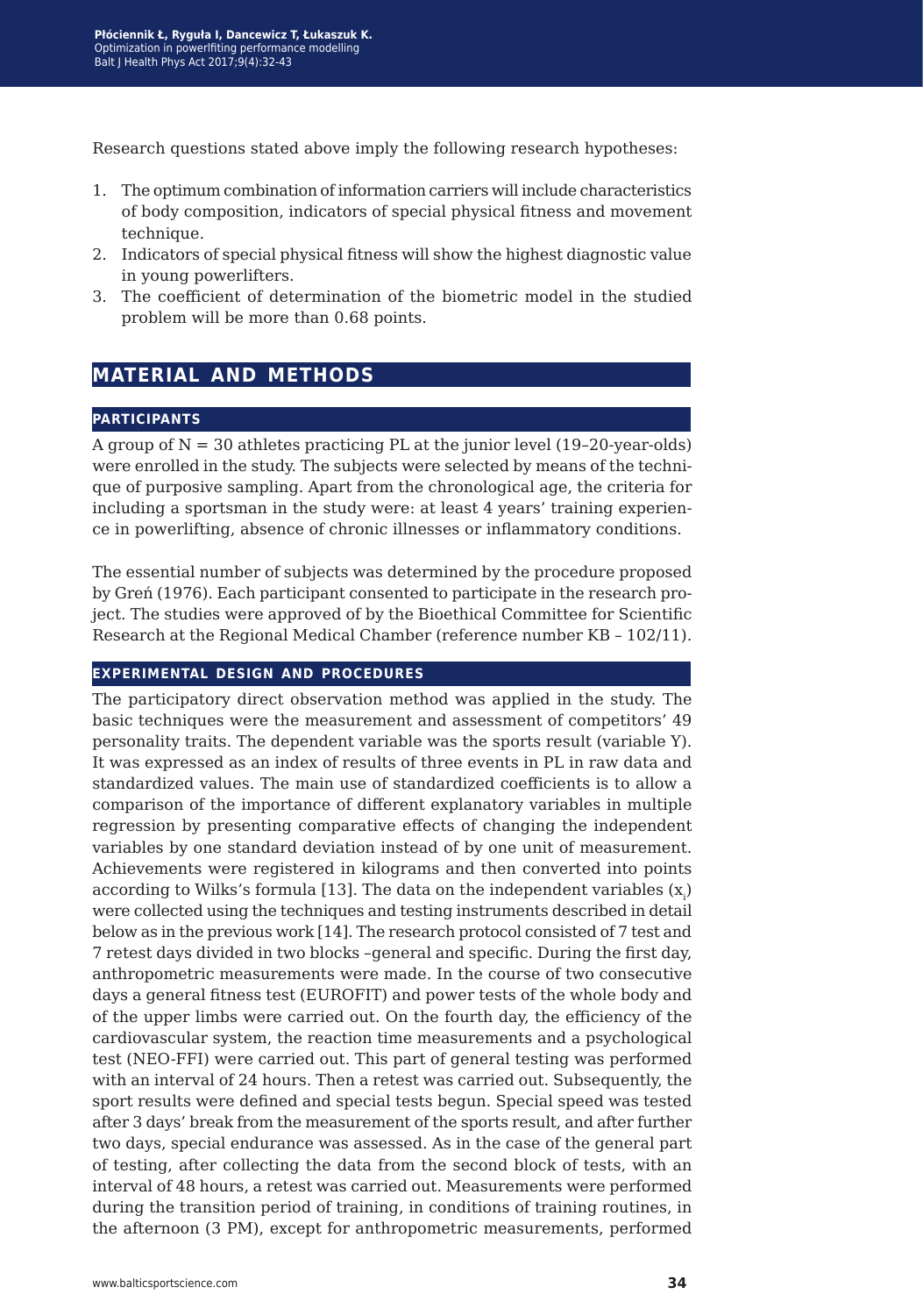Research questions stated above imply the following research hypotheses:

1. The optimum combination of information carriers will include characteristics of body composition, indicators of special physical fitness and movement technique.
2. Indicators of special physical fitness will show the highest diagnostic value in young powerlifters.
3. The coefficient of determination of the biometric model in the studied problem will be more than 0.68 points.

## MATERIAL AND METHODS

### PARTICIPANTS

A group of N = 30 athletes practicing PL at the junior level (19–20-year-olds) were enrolled in the study. The subjects were selected by means of the technique of purposive sampling. Apart from the chronological age, the criteria for including a sportsman in the study were: at least 4 years' training experience in powerlifting, absence of chronic illnesses or inflammatory conditions.

The essential number of subjects was determined by the procedure proposed by Greń (1976). Each participant consented to participate in the research project. The studies were approved of by the Bioethical Committee for Scientific Research at the Regional Medical Chamber (reference number KB – 102/11).

### EXPERIMENTAL DESIGN AND PROCEDURES

The participatory direct observation method was applied in the study. The basic techniques were the measurement and assessment of competitors' 49 personality traits. The dependent variable was the sports result (variable Y). It was expressed as an index of results of three events in PL in raw data and standardized values. The main use of standardized coefficients is to allow a comparison of the importance of different explanatory variables in multiple regression by presenting comparative effects of changing the independent variables by one standard deviation instead of by one unit of measurement. Achievements were registered in kilograms and then converted into points according to Wilks's formula [13]. The data on the independent variables ($x_i$) were collected using the techniques and testing instruments described in detail below as in the previous work [14]. The research protocol consisted of 7 test and 7 retest days divided in two blocks –general and specific. During the first day, anthropometric measurements were made. In the course of two consecutive days a general fitness test (EUROFIT) and power tests of the whole body and of the upper limbs were carried out. On the fourth day, the efficiency of the cardiovascular system, the reaction time measurements and a psychological test (NEO-FFI) were carried out. This part of general testing was performed with an interval of 24 hours. Then a retest was carried out. Subsequently, the sport results were defined and special tests begun. Special speed was tested after 3 days' break from the measurement of the sports result, and after further two days, special endurance was assessed. As in the case of the general part of testing, after collecting the data from the second block of tests, with an interval of 48 hours, a retest was carried out. Measurements were performed during the transition period of training, in conditions of training routines, in the afternoon (3 PM), except for anthropometric measurements, performed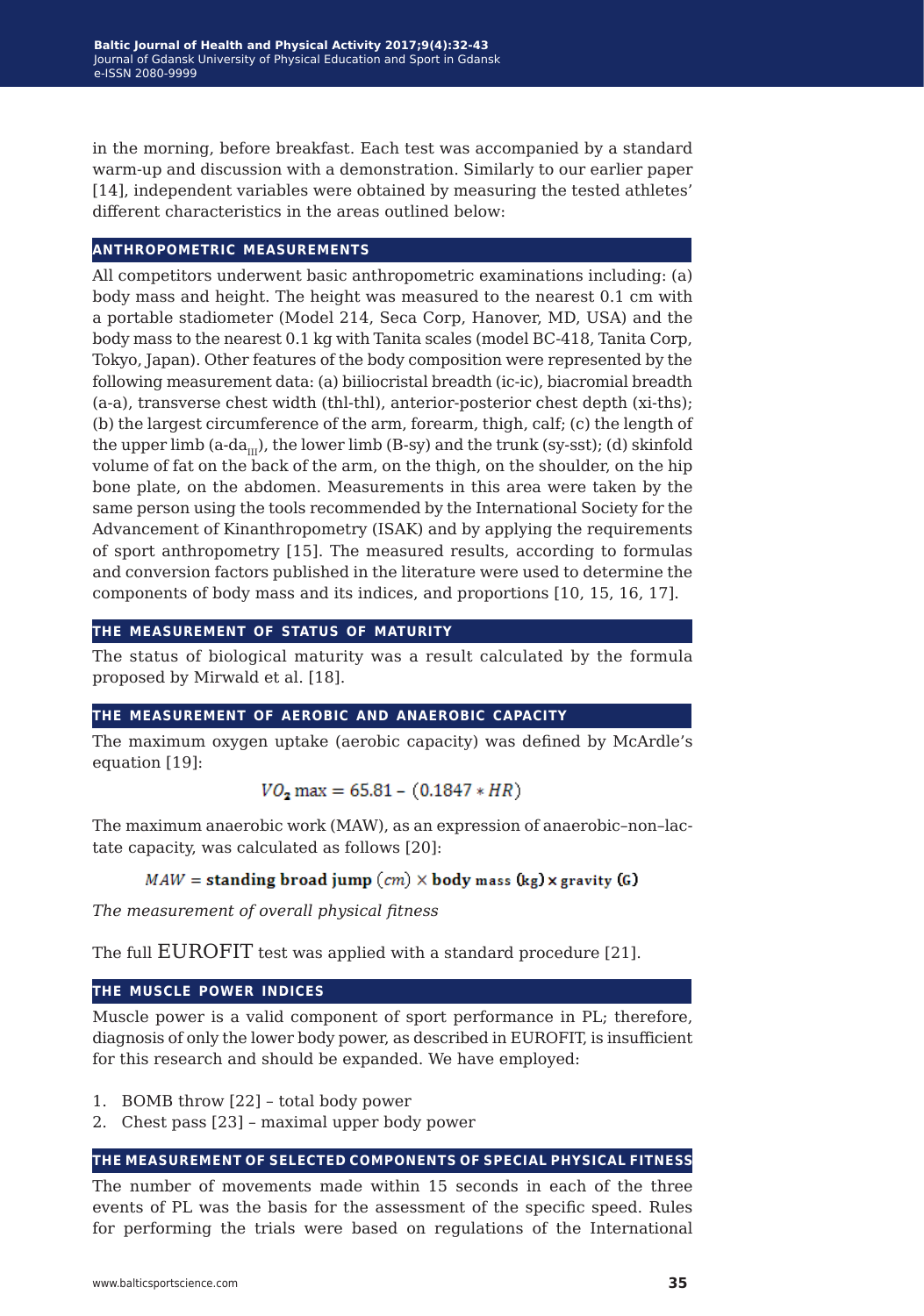in the morning, before breakfast. Each test was accompanied by a standard warm-up and discussion with a demonstration. Similarly to our earlier paper [14], independent variables were obtained by measuring the tested athletes' different characteristics in the areas outlined below:

## ANTHROPOMETRIC MEASUREMENTS

All competitors underwent basic anthropometric examinations including: (a) body mass and height. The height was measured to the nearest 0.1 cm with a portable stadiometer (Model 214, Seca Corp, Hanover, MD, USA) and the body mass to the nearest 0.1 kg with Tanita scales (model BC-418, Tanita Corp, Tokyo, Japan). Other features of the body composition were represented by the following measurement data: (a) biiliocristal breadth (ic-ic), biacromial breadth (a-a), transverse chest width (thl-thl), anterior-posterior chest depth (xi-ths); (b) the largest circumference of the arm, forearm, thigh, calf; (c) the length of the upper limb (a-$da_{III}$), the lower limb (B-sy) and the trunk (sy-sst); (d) skinfold volume of fat on the back of the arm, on the thigh, on the shoulder, on the hip bone plate, on the abdomen. Measurements in this area were taken by the same person using the tools recommended by the International Society for the Advancement of Kinanthropometry (ISAK) and by applying the requirements of sport anthropometry [15]. The measured results, according to formulas and conversion factors published in the literature were used to determine the components of body mass and its indices, and proportions [10, 15, 16, 17].

## THE MEASUREMENT OF STATUS OF MATURITY

The status of biological maturity was a result calculated by the formula proposed by Mirwald et al. [18].

## THE MEASUREMENT OF AEROBIC AND ANAEROBIC CAPACITY

The maximum oxygen uptake (aerobic capacity) was defined by McArdle's equation [19]:

$$VO_2\,\text{max} = 65.81 - (0.1847 * HR)$$

The maximum anaerobic work (MAW), as an expression of anaerobic–non–lactate capacity, was calculated as follows [20]:

$$MAW = \textbf{standing broad jump}\ (cm) \times \textbf{body mass (kg)} \times \textbf{gravity (G)}$$

*The measurement of overall physical fitness*

The full EUROFIT test was applied with a standard procedure [21].

## THE MUSCLE POWER INDICES

Muscle power is a valid component of sport performance in PL; therefore, diagnosis of only the lower body power, as described in EUROFIT, is insufficient for this research and should be expanded. We have employed:

1. BOMB throw [22] – total body power
2. Chest pass [23] – maximal upper body power

## THE MEASUREMENT OF SELECTED COMPONENTS OF SPECIAL PHYSICAL FITNESS

The number of movements made within 15 seconds in each of the three events of PL was the basis for the assessment of the specific speed. Rules for performing the trials were based on regulations of the International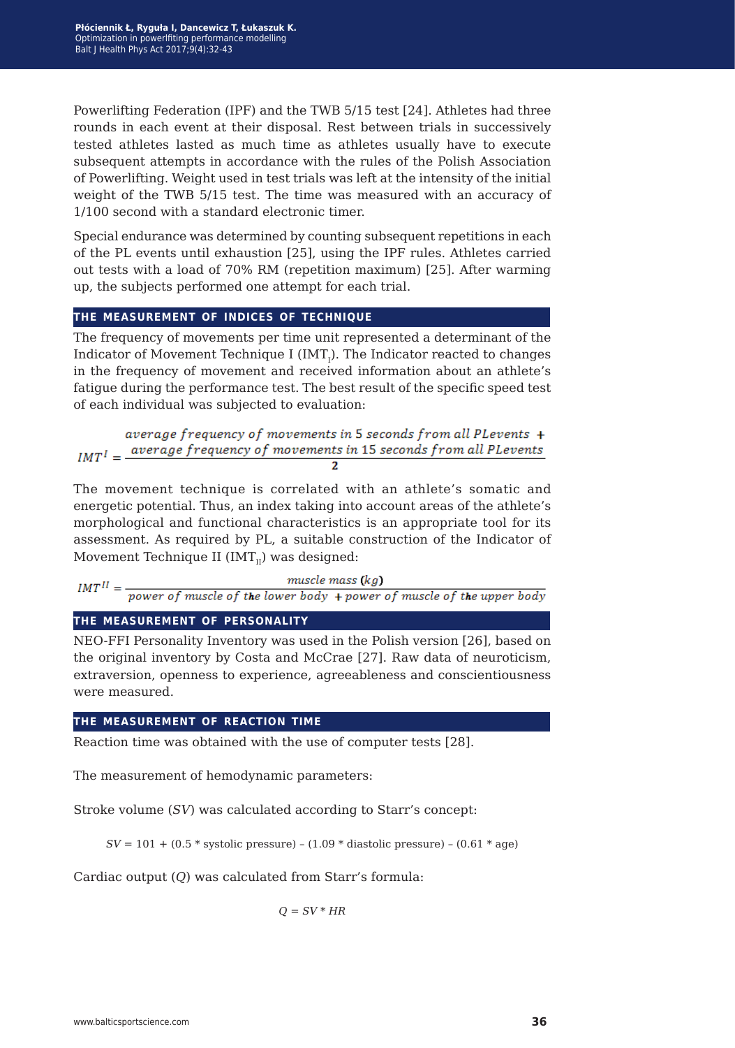Powerlifting Federation (IPF) and the TWB 5/15 test [24]. Athletes had three rounds in each event at their disposal. Rest between trials in successively tested athletes lasted as much time as athletes usually have to execute subsequent attempts in accordance with the rules of the Polish Association of Powerlifting. Weight used in test trials was left at the intensity of the initial weight of the TWB 5/15 test. The time was measured with an accuracy of 1/100 second with a standard electronic timer.

Special endurance was determined by counting subsequent repetitions in each of the PL events until exhaustion [25], using the IPF rules. Athletes carried out tests with a load of 70% RM (repetition maximum) [25]. After warming up, the subjects performed one attempt for each trial.

## THE MEASUREMENT OF INDICES OF TECHNIQUE

The frequency of movements per time unit represented a determinant of the Indicator of Movement Technique I ($IMT_I$). The Indicator reacted to changes in the frequency of movement and received information about an athlete's fatigue during the performance test. The best result of the specific speed test of each individual was subjected to evaluation:

$$IMT^{I} = \frac{\text{average frequency of movements in 5 seconds from all PLevents} + \text{average frequency of movements in 15 seconds from all PLevents}}{2}$$

The movement technique is correlated with an athlete's somatic and energetic potential. Thus, an index taking into account areas of the athlete's morphological and functional characteristics is an appropriate tool for its assessment. As required by PL, a suitable construction of the Indicator of Movement Technique II ($IMT_{II}$) was designed:

$$IMT^{II} = \frac{\text{muscle mass (kg)}}{\text{power of muscle of the lower body} + \text{power of muscle of the upper body}}$$

## THE MEASUREMENT OF PERSONALITY

NEO-FFI Personality Inventory was used in the Polish version [26], based on the original inventory by Costa and McCrae [27]. Raw data of neuroticism, extraversion, openness to experience, agreeableness and conscientiousness were measured.

## THE MEASUREMENT OF REACTION TIME

Reaction time was obtained with the use of computer tests [28].

The measurement of hemodynamic parameters:

Stroke volume (*SV*) was calculated according to Starr's concept:

$$SV = 101 + (0.5 * \text{systolic pressure}) - (1.09 * \text{diastolic pressure}) - (0.61 * \text{age})$$

Cardiac output (*Q*) was calculated from Starr's formula:

$$Q = SV * HR$$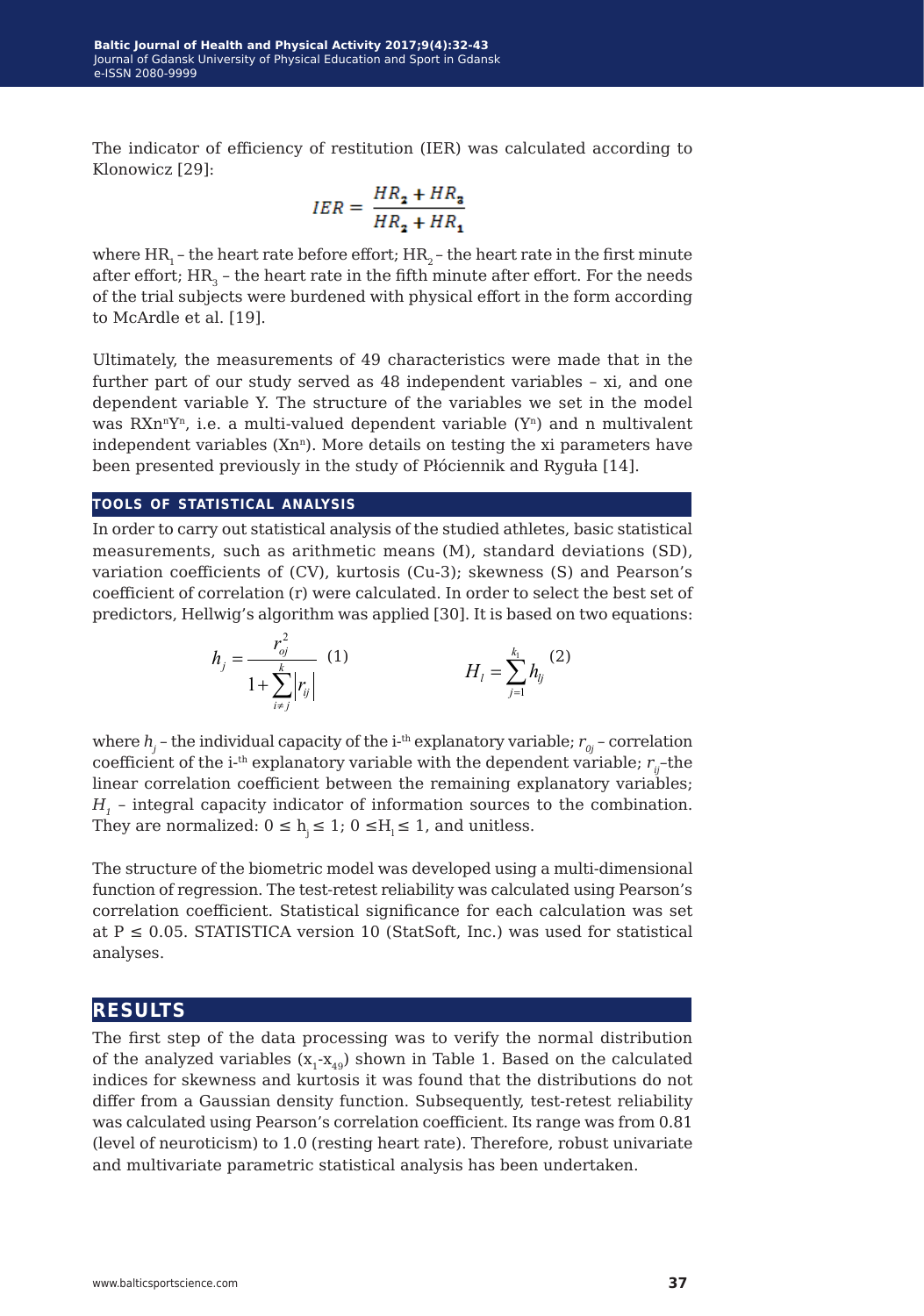The indicator of efficiency of restitution (IER) was calculated according to Klonowicz [29]:

$$IER = \frac{HR_2 + HR_3}{HR_2 + HR_1}$$

where $HR_1$ – the heart rate before effort; $HR_2$ – the heart rate in the first minute after effort; $HR_3$ – the heart rate in the fifth minute after effort. For the needs of the trial subjects were burdened with physical effort in the form according to McArdle et al. [19].

Ultimately, the measurements of 49 characteristics were made that in the further part of our study served as 48 independent variables – xi, and one dependent variable Y. The structure of the variables we set in the model was $RXn^nY^n$, i.e. a multi-valued dependent variable ($Y^n$) and n multivalent independent variables ($Xn^n$). More details on testing the xi parameters have been presented previously in the study of Płóciennik and Ryguła [14].

## TOOLS OF STATISTICAL ANALYSIS

In order to carry out statistical analysis of the studied athletes, basic statistical measurements, such as arithmetic means (M), standard deviations (SD), variation coefficients of (CV), kurtosis (Cu-3); skewness (S) and Pearson's coefficient of correlation (r) were calculated. In order to select the best set of predictors, Hellwig's algorithm was applied [30]. It is based on two equations:

$$h_j = \frac{r_{oj}^2}{1 + \sum_{\substack{i=1 \\ i \neq j}}^{k} |r_{ij}|} \quad (1) \qquad\qquad H_l = \sum_{j=1}^{k_1} h_{lj} \quad (2)$$

where $h_j$ – the individual capacity of the i-th explanatory variable; $r_{0j}$ – correlation coefficient of the i-th explanatory variable with the dependent variable; $r_{ij}$–the linear correlation coefficient between the remaining explanatory variables; $H_l$ – integral capacity indicator of information sources to the combination. They are normalized: $0 \leq h_j \leq 1$; $0 \leq H_l \leq 1$, and unitless.

The structure of the biometric model was developed using a multi-dimensional function of regression. The test-retest reliability was calculated using Pearson's correlation coefficient. Statistical significance for each calculation was set at $P \leq 0.05$. STATISTICA version 10 (StatSoft, Inc.) was used for statistical analyses.

# RESULTS

The first step of the data processing was to verify the normal distribution of the analyzed variables ($x_1$-$x_{49}$) shown in Table 1. Based on the calculated indices for skewness and kurtosis it was found that the distributions do not differ from a Gaussian density function. Subsequently, test-retest reliability was calculated using Pearson's correlation coefficient. Its range was from 0.81 (level of neuroticism) to 1.0 (resting heart rate). Therefore, robust univariate and multivariate parametric statistical analysis has been undertaken.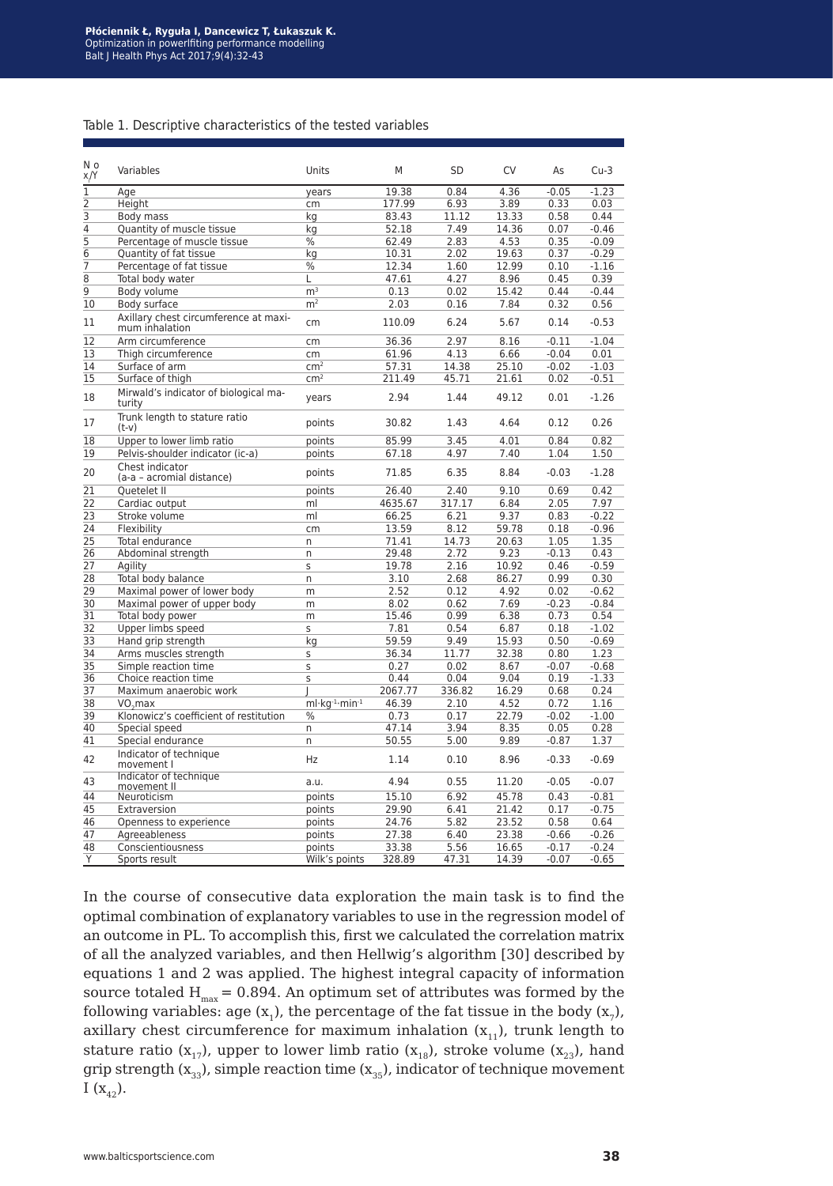Table 1. Descriptive characteristics of the tested variables

| No x/Y | Variables | Units | M | SD | CV | As | Cu-3 |
|---|---|---|---|---|---|---|---|
| 1 | Age | years | 19.38 | 0.84 | 4.36 | -0.05 | -1.23 |
| 2 | Height | cm | 177.99 | 6.93 | 3.89 | 0.33 | 0.03 |
| 3 | Body mass | kg | 83.43 | 11.12 | 13.33 | 0.58 | 0.44 |
| 4 | Quantity of muscle tissue | kg | 52.18 | 7.49 | 14.36 | 0.07 | -0.46 |
| 5 | Percentage of muscle tissue | % | 62.49 | 2.83 | 4.53 | 0.35 | -0.09 |
| 6 | Quantity of fat tissue | kg | 10.31 | 2.02 | 19.63 | 0.37 | -0.29 |
| 7 | Percentage of fat tissue | % | 12.34 | 1.60 | 12.99 | 0.10 | -1.16 |
| 8 | Total body water | L | 47.61 | 4.27 | 8.96 | 0.45 | 0.39 |
| 9 | Body volume | $m^3$ | 0.13 | 0.02 | 15.42 | 0.44 | -0.44 |
| 10 | Body surface | $m^2$ | 2.03 | 0.16 | 7.84 | 0.32 | 0.56 |
| 11 | Axillary chest circumference at maximum inhalation | cm | 110.09 | 6.24 | 5.67 | 0.14 | -0.53 |
| 12 | Arm circumference | cm | 36.36 | 2.97 | 8.16 | -0.11 | -1.04 |
| 13 | Thigh circumference | cm | 61.96 | 4.13 | 6.66 | -0.04 | 0.01 |
| 14 | Surface of arm | $cm^2$ | 57.31 | 14.38 | 25.10 | -0.02 | -1.03 |
| 15 | Surface of thigh | $cm^2$ | 211.49 | 45.71 | 21.61 | 0.02 | -0.51 |
| 18 | Mirwald's indicator of biological maturity | years | 2.94 | 1.44 | 49.12 | 0.01 | -1.26 |
| 17 | Trunk length to stature ratio (t-v) | points | 30.82 | 1.43 | 4.64 | 0.12 | 0.26 |
| 18 | Upper to lower limb ratio | points | 85.99 | 3.45 | 4.01 | 0.84 | 0.82 |
| 19 | Pelvis-shoulder indicator (ic-a) | points | 67.18 | 4.97 | 7.40 | 1.04 | 1.50 |
| 20 | Chest indicator (a-a – acromial distance) | points | 71.85 | 6.35 | 8.84 | -0.03 | -1.28 |
| 21 | Quetelet II | points | 26.40 | 2.40 | 9.10 | 0.69 | 0.42 |
| 22 | Cardiac output | ml | 4635.67 | 317.17 | 6.84 | 2.05 | 7.97 |
| 23 | Stroke volume | ml | 66.25 | 6.21 | 9.37 | 0.83 | -0.22 |
| 24 | Flexibility | cm | 13.59 | 8.12 | 59.78 | 0.18 | -0.96 |
| 25 | Total endurance | n | 71.41 | 14.73 | 20.63 | 1.05 | 1.35 |
| 26 | Abdominal strength | n | 29.48 | 2.72 | 9.23 | -0.13 | 0.43 |
| 27 | Agility | s | 19.78 | 2.16 | 10.92 | 0.46 | -0.59 |
| 28 | Total body balance | n | 3.10 | 2.68 | 86.27 | 0.99 | 0.30 |
| 29 | Maximal power of lower body | m | 2.52 | 0.12 | 4.92 | 0.02 | -0.62 |
| 30 | Maximal power of upper body | m | 8.02 | 0.62 | 7.69 | -0.23 | -0.84 |
| 31 | Total body power | m | 15.46 | 0.99 | 6.38 | 0.73 | 0.54 |
| 32 | Upper limbs speed | s | 7.81 | 0.54 | 6.87 | 0.18 | -1.02 |
| 33 | Hand grip strength | kg | 59.59 | 9.49 | 15.93 | 0.50 | -0.69 |
| 34 | Arms muscles strength | s | 36.34 | 11.77 | 32.38 | 0.80 | 1.23 |
| 35 | Simple reaction time | s | 0.27 | 0.02 | 8.67 | -0.07 | -0.68 |
| 36 | Choice reaction time | s | 0.44 | 0.04 | 9.04 | 0.19 | -1.33 |
| 37 | Maximum anaerobic work | J | 2067.77 | 336.82 | 16.29 | 0.68 | 0.24 |
| 38 | $VO_2max$ | $ml \cdot kg^{-1} \cdot min^{-1}$ | 46.39 | 2.10 | 4.52 | 0.72 | 1.16 |
| 39 | Klonowicz's coefficient of restitution | % | 0.73 | 0.17 | 22.79 | -0.02 | -1.00 |
| 40 | Special speed | n | 47.14 | 3.94 | 8.35 | 0.05 | 0.28 |
| 41 | Special endurance | n | 50.55 | 5.00 | 9.89 | -0.87 | 1.37 |
| 42 | Indicator of technique movement I | Hz | 1.14 | 0.10 | 8.96 | -0.33 | -0.69 |
| 43 | Indicator of technique movement II | a.u. | 4.94 | 0.55 | 11.20 | -0.05 | -0.07 |
| 44 | Neuroticism | points | 15.10 | 6.92 | 45.78 | 0.43 | -0.81 |
| 45 | Extraversion | points | 29.90 | 6.41 | 21.42 | 0.17 | -0.75 |
| 46 | Openness to experience | points | 24.76 | 5.82 | 23.52 | 0.58 | 0.64 |
| 47 | Agreeableness | points | 27.38 | 6.40 | 23.38 | -0.66 | -0.26 |
| 48 | Conscientiousness | points | 33.38 | 5.56 | 16.65 | -0.17 | -0.24 |
| Y | Sports result | Wilk's points | 328.89 | 47.31 | 14.39 | -0.07 | -0.65 |

In the course of consecutive data exploration the main task is to find the optimal combination of explanatory variables to use in the regression model of an outcome in PL. To accomplish this, first we calculated the correlation matrix of all the analyzed variables, and then Hellwig's algorithm [30] described by equations 1 and 2 was applied. The highest integral capacity of information source totaled $H_{max} = 0.894$. An optimum set of attributes was formed by the following variables: age ($x_1$), the percentage of the fat tissue in the body ($x_7$), axillary chest circumference for maximum inhalation ($x_{11}$), trunk length to stature ratio ($x_{17}$), upper to lower limb ratio ($x_{18}$), stroke volume ($x_{23}$), hand grip strength ($x_{33}$), simple reaction time ($x_{35}$), indicator of technique movement I ($x_{42}$).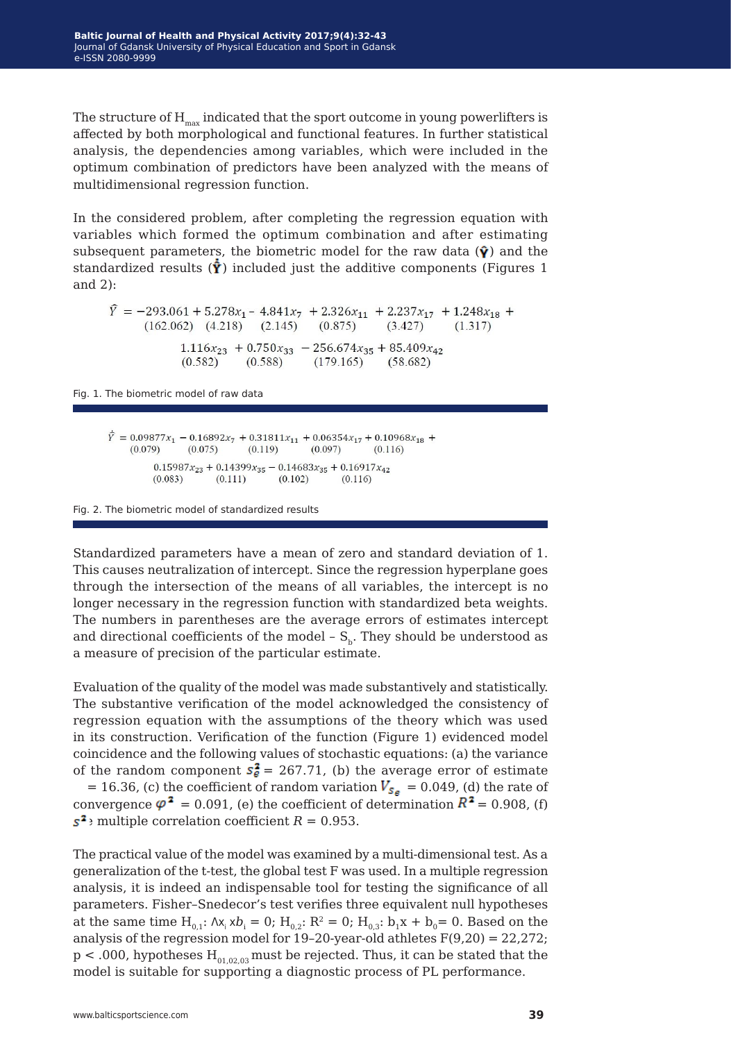The structure of $H_{max}$ indicated that the sport outcome in young powerlifters is affected by both morphological and functional features. In further statistical analysis, the dependencies among variables, which were included in the optimum combination of predictors have been analyzed with the means of multidimensional regression function.

In the considered problem, after completing the regression equation with variables which formed the optimum combination and after estimating subsequent parameters, the biometric model for the raw data ($\hat{Y}$) and the standardized results ($\hat{\dot{Y}}$) included just the additive components (Figures 1 and 2):

$$\hat{Y} = \underset{(162.062)}{-293.061} + \underset{(4.218)}{5.278x_1} - \underset{(2.145)}{4.841x_7} + \underset{(0.875)}{2.326x_{11}} + \underset{(3.427)}{2.237x_{17}} + \underset{(1.317)}{1.248x_{18}} + \underset{(0.582)}{1.116x_{23}} + \underset{(0.588)}{0.750x_{33}} - \underset{(179.165)}{256.674x_{35}} + \underset{(58.682)}{85.409x_{42}}$$

Fig. 1. The biometric model of raw data

$$\hat{\dot{Y}} = \underset{(0.079)}{0.09877x_1} - \underset{(0.075)}{0.16892x_7} + \underset{(0.119)}{0.31811x_{11}} + \underset{(0.097)}{0.06354x_{17}} + \underset{(0.116)}{0.10968x_{18}} + \underset{(0.083)}{0.15987x_{23}} + \underset{(0.111)}{0.14399x_{35}} - \underset{(0.102)}{0.14683x_{35}} + \underset{(0.116)}{0.16917x_{42}}$$

Fig. 2. The biometric model of standardized results

Standardized parameters have a mean of zero and standard deviation of 1. This causes neutralization of intercept. Since the regression hyperplane goes through the intersection of the means of all variables, the intercept is no longer necessary in the regression function with standardized beta weights. The numbers in parentheses are the average errors of estimates intercept and directional coefficients of the model – $S_b$. They should be understood as a measure of precision of the particular estimate.

Evaluation of the quality of the model was made substantively and statistically. The substantive verification of the model acknowledged the consistency of regression equation with the assumptions of the theory which was used in its construction. Verification of the function (Figure 1) evidenced model coincidence and the following values of stochastic equations: (a) the variance of the random component $s_e^2 = 267.71$, (b) the average error of estimate $= 16.36$, (c) the coefficient of random variation $V_{s_e} = 0.049$, (d) the rate of convergence $\varphi^2 = 0.091$, (e) the coefficient of determination $R^2 = 0.908$, (f) $s^2$; multiple correlation coefficient $R = 0.953$.

The practical value of the model was examined by a multi-dimensional test. As a generalization of the t-test, the global test F was used. In a multiple regression analysis, it is indeed an indispensable tool for testing the significance of all parameters. Fisher–Snedecor's test verifies three equivalent null hypotheses at the same time $H_{0,1}$: $\Lambda x_i \, x b_i = 0$; $H_{0,2}$: $R^2 = 0$; $H_{0,3}$: $b_1x + b_0 = 0$. Based on the analysis of the regression model for 19–20-year-old athletes $F(9,20) = 22{,}272$; $p < .000$, hypotheses $H_{01,02,03}$ must be rejected. Thus, it can be stated that the model is suitable for supporting a diagnostic process of PL performance.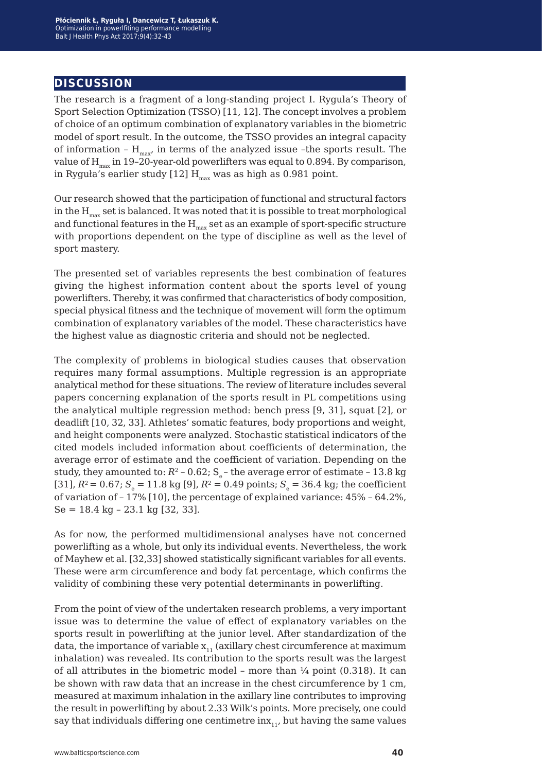## DISCUSSION

The research is a fragment of a long-standing project I. Rygula's Theory of Sport Selection Optimization (TSSO) [11, 12]. The concept involves a problem of choice of an optimum combination of explanatory variables in the biometric model of sport result. In the outcome, the TSSO provides an integral capacity of information – $H_{max}$, in terms of the analyzed issue –the sports result. The value of $H_{max}$ in 19–20-year-old powerlifters was equal to 0.894. By comparison, in Ryguła's earlier study [12] $H_{max}$ was as high as 0.981 point.

Our research showed that the participation of functional and structural factors in the $H_{max}$ set is balanced. It was noted that it is possible to treat morphological and functional features in the $H_{max}$ set as an example of sport-specific structure with proportions dependent on the type of discipline as well as the level of sport mastery.

The presented set of variables represents the best combination of features giving the highest information content about the sports level of young powerlifters. Thereby, it was confirmed that characteristics of body composition, special physical fitness and the technique of movement will form the optimum combination of explanatory variables of the model. These characteristics have the highest value as diagnostic criteria and should not be neglected.

The complexity of problems in biological studies causes that observation requires many formal assumptions. Multiple regression is an appropriate analytical method for these situations. The review of literature includes several papers concerning explanation of the sports result in PL competitions using the analytical multiple regression method: bench press [9, 31], squat [2], or deadlift [10, 32, 33]. Athletes' somatic features, body proportions and weight, and height components were analyzed. Stochastic statistical indicators of the cited models included information about coefficients of determination, the average error of estimate and the coefficient of variation. Depending on the study, they amounted to: $R^2$ – 0.62; $S_e$ – the average error of estimate – 13.8 kg [31], $R^2 = 0.67$; $S_e = 11.8$ kg [9], $R^2 = 0.49$ points; $S_e = 36.4$ kg; the coefficient of variation of – 17% [10], the percentage of explained variance: 45% – 64.2%, Se = 18.4 kg – 23.1 kg [32, 33].

As for now, the performed multidimensional analyses have not concerned powerlifting as a whole, but only its individual events. Nevertheless, the work of Mayhew et al. [32,33] showed statistically significant variables for all events. These were arm circumference and body fat percentage, which confirms the validity of combining these very potential determinants in powerlifting.

From the point of view of the undertaken research problems, a very important issue was to determine the value of effect of explanatory variables on the sports result in powerlifting at the junior level. After standardization of the data, the importance of variable $x_{11}$ (axillary chest circumference at maximum inhalation) was revealed. Its contribution to the sports result was the largest of all attributes in the biometric model – more than ¼ point (0.318). It can be shown with raw data that an increase in the chest circumference by 1 cm, measured at maximum inhalation in the axillary line contributes to improving the result in powerlifting by about 2.33 Wilk's points. More precisely, one could say that individuals differing one centimetre in$x_{11}$, but having the same values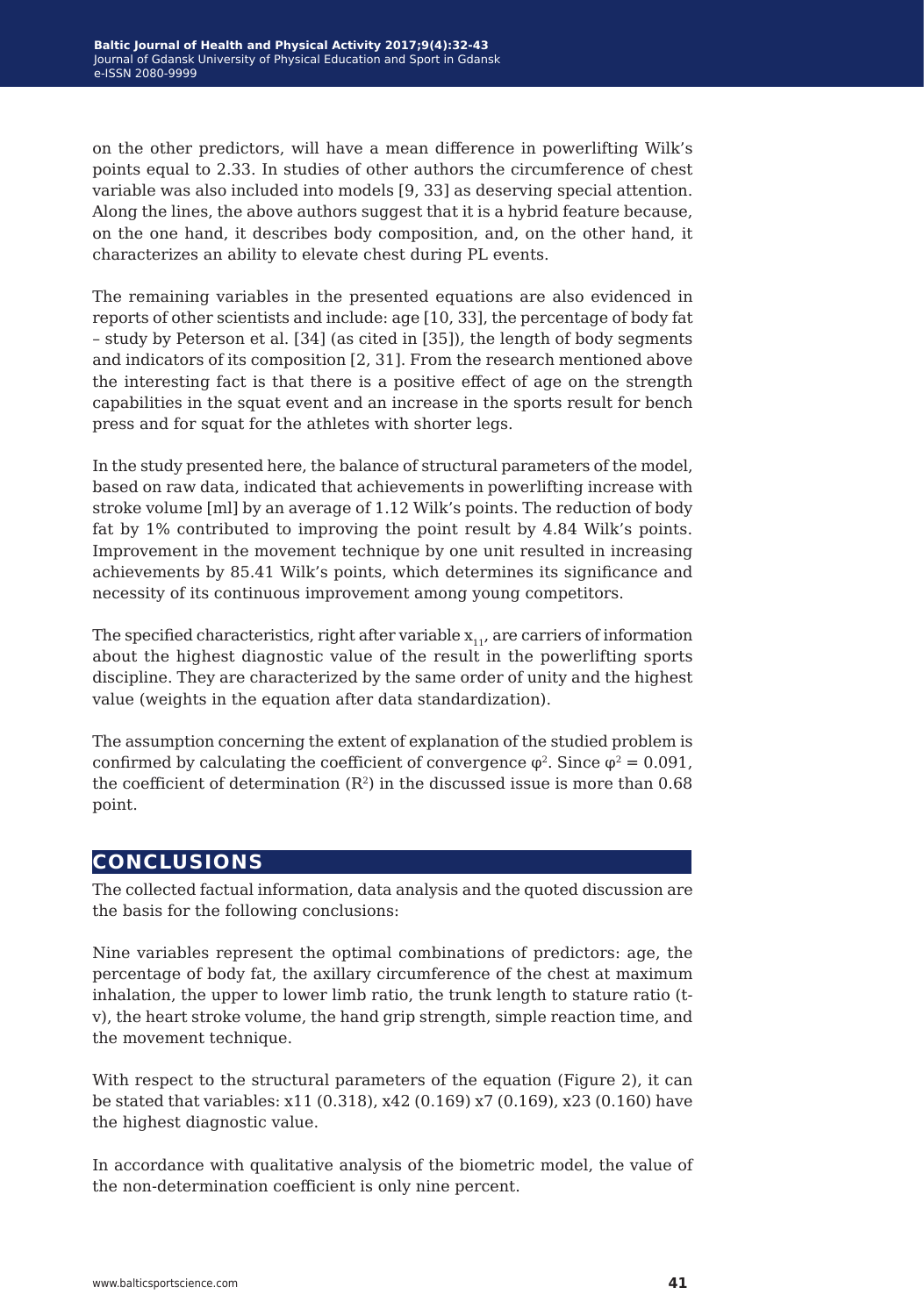on the other predictors, will have a mean difference in powerlifting Wilk's points equal to 2.33. In studies of other authors the circumference of chest variable was also included into models [9, 33] as deserving special attention. Along the lines, the above authors suggest that it is a hybrid feature because, on the one hand, it describes body composition, and, on the other hand, it characterizes an ability to elevate chest during PL events.

The remaining variables in the presented equations are also evidenced in reports of other scientists and include: age [10, 33], the percentage of body fat – study by Peterson et al. [34] (as cited in [35]), the length of body segments and indicators of its composition [2, 31]. From the research mentioned above the interesting fact is that there is a positive effect of age on the strength capabilities in the squat event and an increase in the sports result for bench press and for squat for the athletes with shorter legs.

In the study presented here, the balance of structural parameters of the model, based on raw data, indicated that achievements in powerlifting increase with stroke volume [ml] by an average of 1.12 Wilk's points. The reduction of body fat by 1% contributed to improving the point result by 4.84 Wilk's points. Improvement in the movement technique by one unit resulted in increasing achievements by 85.41 Wilk's points, which determines its significance and necessity of its continuous improvement among young competitors.

The specified characteristics, right after variable $x_{11}$, are carriers of information about the highest diagnostic value of the result in the powerlifting sports discipline. They are characterized by the same order of unity and the highest value (weights in the equation after data standardization).

The assumption concerning the extent of explanation of the studied problem is confirmed by calculating the coefficient of convergence $\varphi^2$. Since $\varphi^2 = 0.091$, the coefficient of determination ($R^2$) in the discussed issue is more than 0.68 point.

## CONCLUSIONS

The collected factual information, data analysis and the quoted discussion are the basis for the following conclusions:

Nine variables represent the optimal combinations of predictors: age, the percentage of body fat, the axillary circumference of the chest at maximum inhalation, the upper to lower limb ratio, the trunk length to stature ratio (t-v), the heart stroke volume, the hand grip strength, simple reaction time, and the movement technique.

With respect to the structural parameters of the equation (Figure 2), it can be stated that variables: x11 (0.318), x42 (0.169) x7 (0.169), x23 (0.160) have the highest diagnostic value.

In accordance with qualitative analysis of the biometric model, the value of the non-determination coefficient is only nine percent.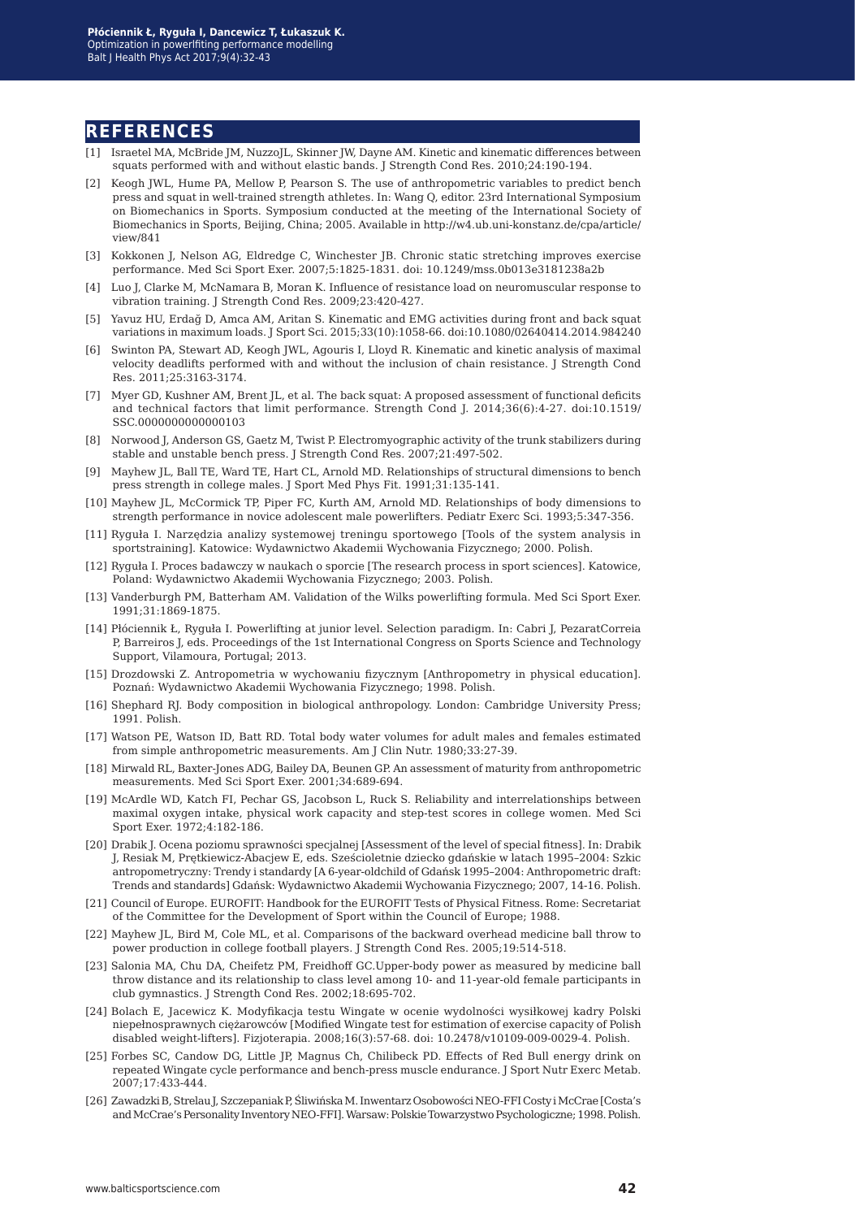## REFERENCES

[1] Israetel MA, McBride JM, NuzzoJL, Skinner JW, Dayne AM. Kinetic and kinematic differences between squats performed with and without elastic bands. J Strength Cond Res. 2010;24:190-194.

[2] Keogh JWL, Hume PA, Mellow P, Pearson S. The use of anthropometric variables to predict bench press and squat in well-trained strength athletes. In: Wang Q, editor. 23rd International Symposium on Biomechanics in Sports. Symposium conducted at the meeting of the International Society of Biomechanics in Sports, Beijing, China; 2005. Available in http://w4.ub.uni-konstanz.de/cpa/article/view/841

[3] Kokkonen J, Nelson AG, Eldredge C, Winchester JB. Chronic static stretching improves exercise performance. Med Sci Sport Exer. 2007;5:1825-1831. doi: 10.1249/mss.0b013e3181238a2b

[4] Luo J, Clarke M, McNamara B, Moran K. Influence of resistance load on neuromuscular response to vibration training. J Strength Cond Res. 2009;23:420-427.

[5] Yavuz HU, Erdağ D, Amca AM, Aritan S. Kinematic and EMG activities during front and back squat variations in maximum loads. J Sport Sci. 2015;33(10):1058-66. doi:10.1080/02640414.2014.984240

[6] Swinton PA, Stewart AD, Keogh JWL, Agouris I, Lloyd R. Kinematic and kinetic analysis of maximal velocity deadlifts performed with and without the inclusion of chain resistance. J Strength Cond Res. 2011;25:3163-3174.

[7] Myer GD, Kushner AM, Brent JL, et al. The back squat: A proposed assessment of functional deficits and technical factors that limit performance. Strength Cond J. 2014;36(6):4-27. doi:10.1519/SSC.0000000000000103

[8] Norwood J, Anderson GS, Gaetz M, Twist P. Electromyographic activity of the trunk stabilizers during stable and unstable bench press. J Strength Cond Res. 2007;21:497-502.

[9] Mayhew JL, Ball TE, Ward TE, Hart CL, Arnold MD. Relationships of structural dimensions to bench press strength in college males. J Sport Med Phys Fit. 1991;31:135-141.

[10] Mayhew JL, McCormick TP, Piper FC, Kurth AM, Arnold MD. Relationships of body dimensions to strength performance in novice adolescent male powerlifters. Pediatr Exerc Sci. 1993;5:347-356.

[11] Ryguła I. Narzędzia analizy systemowej treningu sportowego [Tools of the system analysis in sportstraining]. Katowice: Wydawnictwo Akademii Wychowania Fizycznego; 2000. Polish.

[12] Ryguła I. Proces badawczy w naukach o sporcie [The research process in sport sciences]. Katowice, Poland: Wydawnictwo Akademii Wychowania Fizycznego; 2003. Polish.

[13] Vanderburgh PM, Batterham AM. Validation of the Wilks powerlifting formula. Med Sci Sport Exer. 1991;31:1869-1875.

[14] Płóciennik Ł, Ryguła I. Powerlifting at junior level. Selection paradigm. In: Cabri J, PezaratCorreia P, Barreiros J, eds. Proceedings of the 1st International Congress on Sports Science and Technology Support, Vilamoura, Portugal; 2013.

[15] Drozdowski Z. Antropometria w wychowaniu fizycznym [Anthropometry in physical education]. Poznań: Wydawnictwo Akademii Wychowania Fizycznego; 1998. Polish.

[16] Shephard RJ. Body composition in biological anthropology. London: Cambridge University Press; 1991. Polish.

[17] Watson PE, Watson ID, Batt RD. Total body water volumes for adult males and females estimated from simple anthropometric measurements. Am J Clin Nutr. 1980;33:27-39.

[18] Mirwald RL, Baxter-Jones ADG, Bailey DA, Beunen GP. An assessment of maturity from anthropometric measurements. Med Sci Sport Exer. 2001;34:689-694.

[19] McArdle WD, Katch FI, Pechar GS, Jacobson L, Ruck S. Reliability and interrelationships between maximal oxygen intake, physical work capacity and step-test scores in college women. Med Sci Sport Exer. 1972;4:182-186.

[20] Drabik J. Ocena poziomu sprawności specjalnej [Assessment of the level of special fitness]. In: Drabik J, Resiak M, Prętkiewicz-Abacjew E, eds. Sześcioletnie dziecko gdańskie w latach 1995–2004: Szkic antropometryczny: Trendy i standardy [A 6-year-oldchild of Gdańsk 1995–2004: Anthropometric draft: Trends and standards] Gdańsk: Wydawnictwo Akademii Wychowania Fizycznego; 2007, 14-16. Polish.

[21] Council of Europe. EUROFIT: Handbook for the EUROFIT Tests of Physical Fitness. Rome: Secretariat of the Committee for the Development of Sport within the Council of Europe; 1988.

[22] Mayhew JL, Bird M, Cole ML, et al. Comparisons of the backward overhead medicine ball throw to power production in college football players. J Strength Cond Res. 2005;19:514-518.

[23] Salonia MA, Chu DA, Cheifetz PM, Freidhoff GC.Upper-body power as measured by medicine ball throw distance and its relationship to class level among 10- and 11-year-old female participants in club gymnastics. J Strength Cond Res. 2002;18:695-702.

[24] Bolach E, Jacewicz K. Modyfikacja testu Wingate w ocenie wydolności wysiłkowej kadry Polski niepełnosprawnych ciężarowców [Modified Wingate test for estimation of exercise capacity of Polish disabled weight-lifters]. Fizjoterapia. 2008;16(3):57-68. doi: 10.2478/v10109-009-0029-4. Polish.

[25] Forbes SC, Candow DG, Little JP, Magnus Ch, Chilibeck PD. Effects of Red Bull energy drink on repeated Wingate cycle performance and bench-press muscle endurance. J Sport Nutr Exerc Metab. 2007;17:433-444.

[26] Zawadzki B, Strelau J, Szczepaniak P, Śliwińska M. Inwentarz Osobowości NEO-FFI Costy i McCrae [Costa's and McCrae's Personality Inventory NEO-FFI]. Warsaw: Polskie Towarzystwo Psychologiczne; 1998. Polish.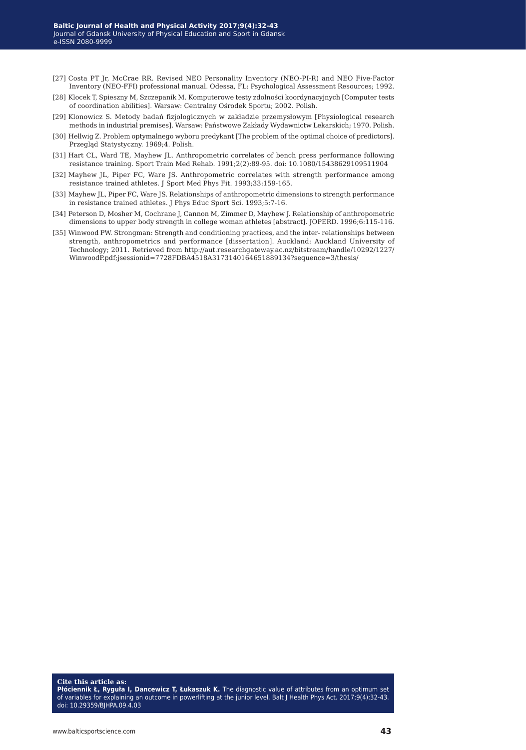[27] Costa PT Jr, McCrae RR. Revised NEO Personality Inventory (NEO-PI-R) and NEO Five-Factor Inventory (NEO-FFI) professional manual. Odessa, FL: Psychological Assessment Resources; 1992.

[28] Klocek T, Spieszny M, Szczepanik M. Komputerowe testy zdolności koordynacyjnych [Computer tests of coordination abilities]. Warsaw: Centralny Ośrodek Sportu; 2002. Polish.

[29] Klonowicz S. Metody badań fizjologicznych w zakładzie przemysłowym [Physiological research methods in industrial premises]. Warsaw: Państwowe Zakłady Wydawnictw Lekarskich; 1970. Polish.

[30] Hellwig Z. Problem optymalnego wyboru predykant [The problem of the optimal choice of predictors]. Przegląd Statystyczny. 1969;4. Polish.

[31] Hart CL, Ward TE, Mayhew JL. Anthropometric correlates of bench press performance following resistance training. Sport Train Med Rehab. 1991;2(2):89-95. doi: 10.1080/15438629109511904

[32] Mayhew JL, Piper FC, Ware JS. Anthropometric correlates with strength performance among resistance trained athletes. J Sport Med Phys Fit. 1993;33:159-165.

[33] Mayhew JL, Piper FC, Ware JS. Relationships of anthropometric dimensions to strength performance in resistance trained athletes. J Phys Educ Sport Sci. 1993;5:7-16.

[34] Peterson D, Mosher M, Cochrane J, Cannon M, Zimmer D, Mayhew J. Relationship of anthropometric dimensions to upper body strength in college woman athletes [abstract]. JOPERD. 1996;6:115-116.

[35] Winwood PW. Strongman: Strength and conditioning practices, and the inter- relationships between strength, anthropometrics and performance [dissertation]. Auckland: Auckland University of Technology; 2011. Retrieved from http://aut.researchgateway.ac.nz/bitstream/handle/10292/1227/WinwoodP.pdf;jsessionid=7728FDBA4518A3173140164651889134?sequence=3/thesis/

**Cite this article as:**
**Płóciennik Ł, Ryguła I, Dancewicz T, Łukaszuk K.** The diagnostic value of attributes from an optimum set of variables for explaining an outcome in powerlifting at the junior level. Balt J Health Phys Act. 2017;9(4):32-43. doi: 10.29359/BJHPA.09.4.03